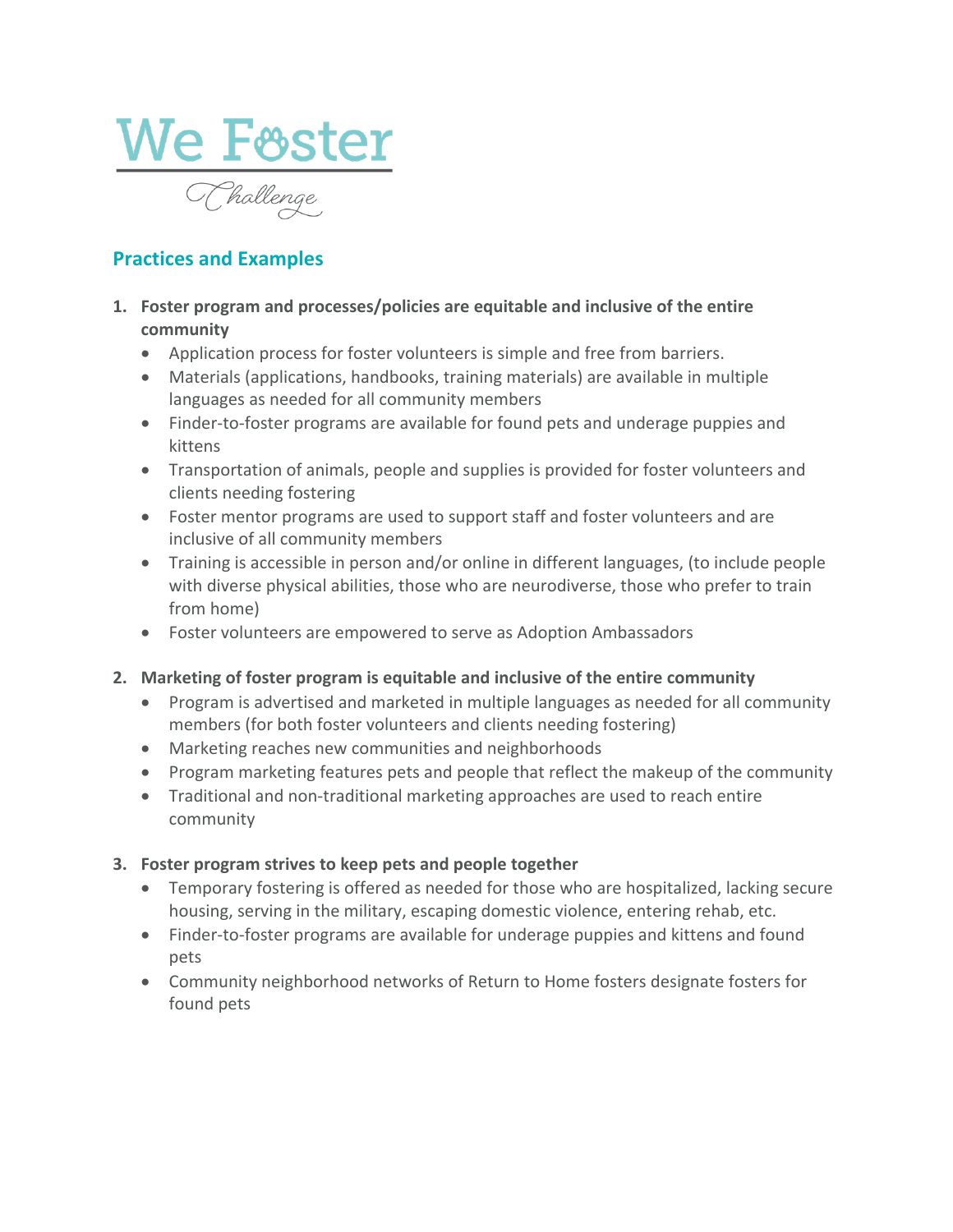# We Foster Challenge

## Practices and Examples

1. **Foster program and processes/policies are equitable and inclusive of the entire community**
   - Application process for foster volunteers is simple and free from barriers.
   - Materials (applications, handbooks, training materials) are available in multiple languages as needed for all community members
   - Finder-to-foster programs are available for found pets and underage puppies and kittens
   - Transportation of animals, people and supplies is provided for foster volunteers and clients needing fostering
   - Foster mentor programs are used to support staff and foster volunteers and are inclusive of all community members
   - Training is accessible in person and/or online in different languages, (to include people with diverse physical abilities, those who are neurodiverse, those who prefer to train from home)
   - Foster volunteers are empowered to serve as Adoption Ambassadors

2. **Marketing of foster program is equitable and inclusive of the entire community**
   - Program is advertised and marketed in multiple languages as needed for all community members (for both foster volunteers and clients needing fostering)
   - Marketing reaches new communities and neighborhoods
   - Program marketing features pets and people that reflect the makeup of the community
   - Traditional and non-traditional marketing approaches are used to reach entire community

3. **Foster program strives to keep pets and people together**
   - Temporary fostering is offered as needed for those who are hospitalized, lacking secure housing, serving in the military, escaping domestic violence, entering rehab, etc.
   - Finder-to-foster programs are available for underage puppies and kittens and found pets
   - Community neighborhood networks of Return to Home fosters designate fosters for found pets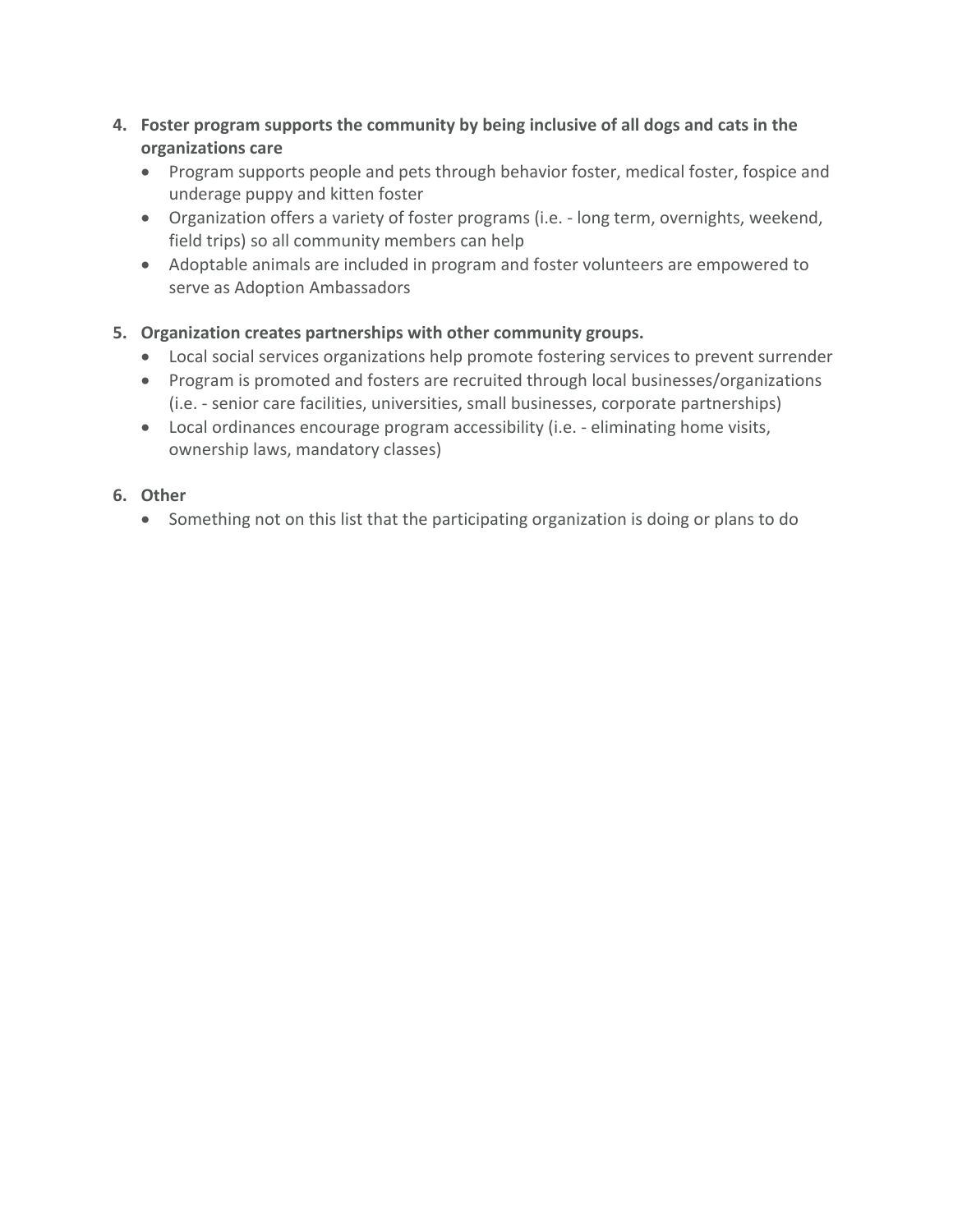4. **Foster program supports the community by being inclusive of all dogs and cats in the organizations care**
   - Program supports people and pets through behavior foster, medical foster, fospice and underage puppy and kitten foster
   - Organization offers a variety of foster programs (i.e. - long term, overnights, weekend, field trips) so all community members can help
   - Adoptable animals are included in program and foster volunteers are empowered to serve as Adoption Ambassadors

5. **Organization creates partnerships with other community groups.**
   - Local social services organizations help promote fostering services to prevent surrender
   - Program is promoted and fosters are recruited through local businesses/organizations (i.e. - senior care facilities, universities, small businesses, corporate partnerships)
   - Local ordinances encourage program accessibility (i.e. - eliminating home visits, ownership laws, mandatory classes)

6. **Other**
   - Something not on this list that the participating organization is doing or plans to do